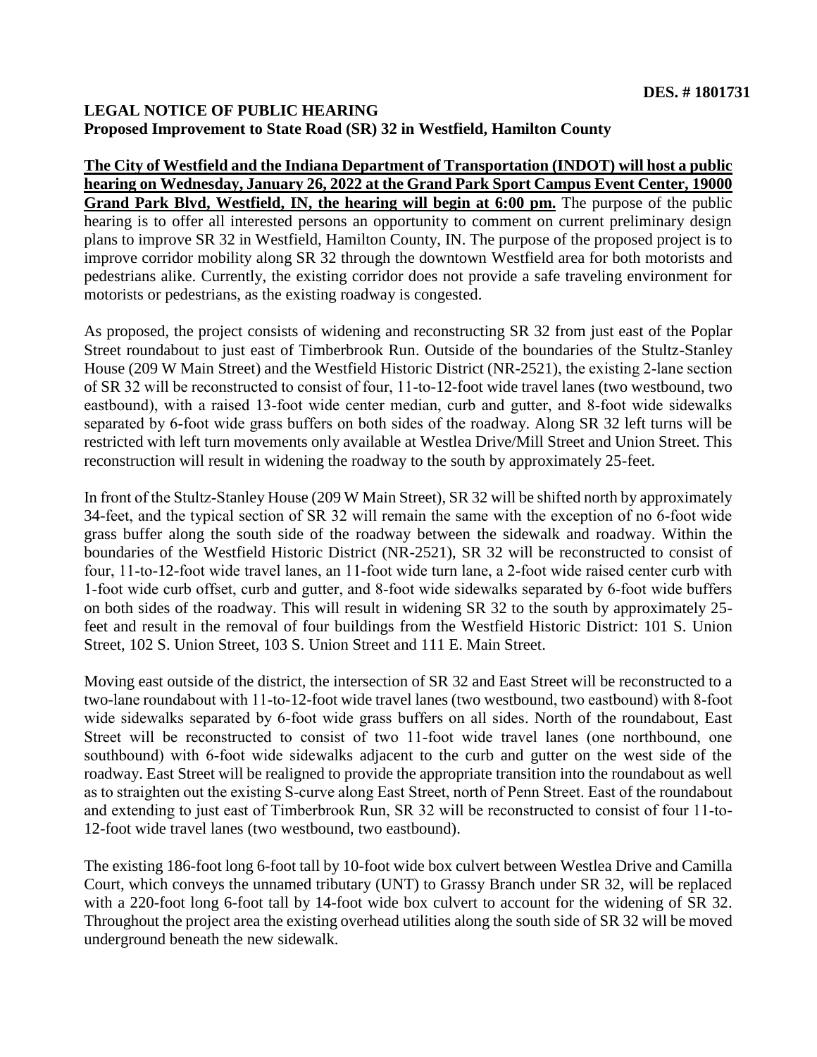**DES. # 1801731**

**LEGAL NOTICE OF PUBLIC HEARING**
**Proposed Improvement to State Road (SR) 32 in Westfield, Hamilton County**

**The City of Westfield and the Indiana Department of Transportation (INDOT) will host a public hearing on Wednesday, January 26, 2022 at the Grand Park Sport Campus Event Center, 19000 Grand Park Blvd, Westfield, IN, the hearing will begin at 6:00 pm.** The purpose of the public hearing is to offer all interested persons an opportunity to comment on current preliminary design plans to improve SR 32 in Westfield, Hamilton County, IN. The purpose of the proposed project is to improve corridor mobility along SR 32 through the downtown Westfield area for both motorists and pedestrians alike. Currently, the existing corridor does not provide a safe traveling environment for motorists or pedestrians, as the existing roadway is congested.

As proposed, the project consists of widening and reconstructing SR 32 from just east of the Poplar Street roundabout to just east of Timberbrook Run. Outside of the boundaries of the Stultz-Stanley House (209 W Main Street) and the Westfield Historic District (NR-2521), the existing 2-lane section of SR 32 will be reconstructed to consist of four, 11-to-12-foot wide travel lanes (two westbound, two eastbound), with a raised 13-foot wide center median, curb and gutter, and 8-foot wide sidewalks separated by 6-foot wide grass buffers on both sides of the roadway. Along SR 32 left turns will be restricted with left turn movements only available at Westlea Drive/Mill Street and Union Street. This reconstruction will result in widening the roadway to the south by approximately 25-feet.

In front of the Stultz-Stanley House (209 W Main Street), SR 32 will be shifted north by approximately 34-feet, and the typical section of SR 32 will remain the same with the exception of no 6-foot wide grass buffer along the south side of the roadway between the sidewalk and roadway. Within the boundaries of the Westfield Historic District (NR-2521), SR 32 will be reconstructed to consist of four, 11-to-12-foot wide travel lanes, an 11-foot wide turn lane, a 2-foot wide raised center curb with 1-foot wide curb offset, curb and gutter, and 8-foot wide sidewalks separated by 6-foot wide buffers on both sides of the roadway. This will result in widening SR 32 to the south by approximately 25-feet and result in the removal of four buildings from the Westfield Historic District: 101 S. Union Street, 102 S. Union Street, 103 S. Union Street and 111 E. Main Street.

Moving east outside of the district, the intersection of SR 32 and East Street will be reconstructed to a two-lane roundabout with 11-to-12-foot wide travel lanes (two westbound, two eastbound) with 8-foot wide sidewalks separated by 6-foot wide grass buffers on all sides. North of the roundabout, East Street will be reconstructed to consist of two 11-foot wide travel lanes (one northbound, one southbound) with 6-foot wide sidewalks adjacent to the curb and gutter on the west side of the roadway. East Street will be realigned to provide the appropriate transition into the roundabout as well as to straighten out the existing S-curve along East Street, north of Penn Street. East of the roundabout and extending to just east of Timberbrook Run, SR 32 will be reconstructed to consist of four 11-to-12-foot wide travel lanes (two westbound, two eastbound).

The existing 186-foot long 6-foot tall by 10-foot wide box culvert between Westlea Drive and Camilla Court, which conveys the unnamed tributary (UNT) to Grassy Branch under SR 32, will be replaced with a 220-foot long 6-foot tall by 14-foot wide box culvert to account for the widening of SR 32. Throughout the project area the existing overhead utilities along the south side of SR 32 will be moved underground beneath the new sidewalk.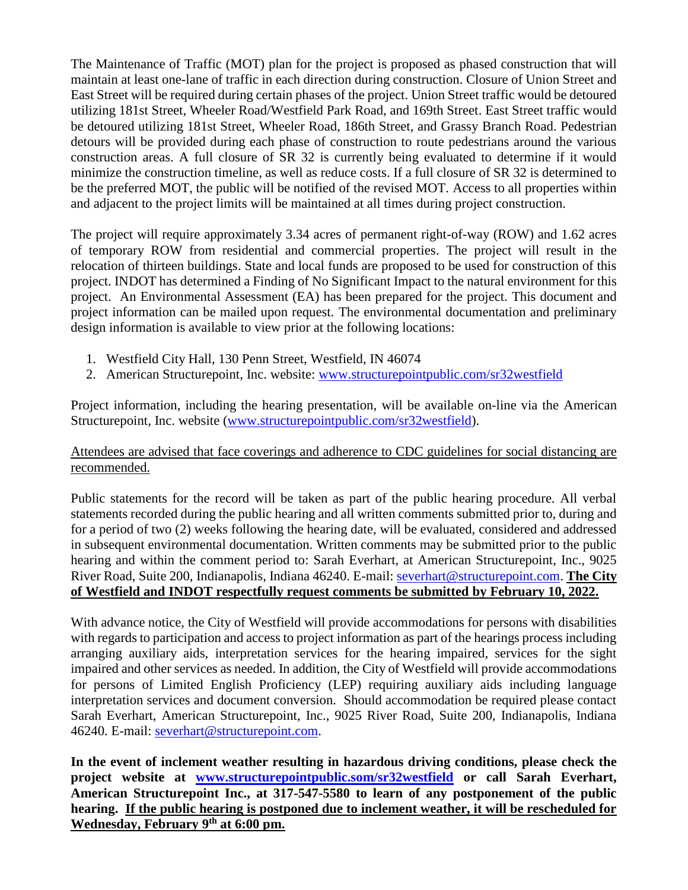The Maintenance of Traffic (MOT) plan for the project is proposed as phased construction that will maintain at least one-lane of traffic in each direction during construction. Closure of Union Street and East Street will be required during certain phases of the project. Union Street traffic would be detoured utilizing 181st Street, Wheeler Road/Westfield Park Road, and 169th Street. East Street traffic would be detoured utilizing 181st Street, Wheeler Road, 186th Street, and Grassy Branch Road. Pedestrian detours will be provided during each phase of construction to route pedestrians around the various construction areas. A full closure of SR 32 is currently being evaluated to determine if it would minimize the construction timeline, as well as reduce costs. If a full closure of SR 32 is determined to be the preferred MOT, the public will be notified of the revised MOT. Access to all properties within and adjacent to the project limits will be maintained at all times during project construction.

The project will require approximately 3.34 acres of permanent right-of-way (ROW) and 1.62 acres of temporary ROW from residential and commercial properties. The project will result in the relocation of thirteen buildings. State and local funds are proposed to be used for construction of this project. INDOT has determined a Finding of No Significant Impact to the natural environment for this project. An Environmental Assessment (EA) has been prepared for the project. This document and project information can be mailed upon request. The environmental documentation and preliminary design information is available to view prior at the following locations:

1. Westfield City Hall, 130 Penn Street, Westfield, IN 46074
2. American Structurepoint, Inc. website: [www.structurepointpublic.com/sr32westfield](www.structurepointpublic.com/sr32westfield)

Project information, including the hearing presentation, will be available on-line via the American Structurepoint, Inc. website ([www.structurepointpublic.com/sr32westfield](www.structurepointpublic.com/sr32westfield)).

<u>Attendees are advised that face coverings and adherence to CDC guidelines for social distancing are recommended.</u>

Public statements for the record will be taken as part of the public hearing procedure. All verbal statements recorded during the public hearing and all written comments submitted prior to, during and for a period of two (2) weeks following the hearing date, will be evaluated, considered and addressed in subsequent environmental documentation. Written comments may be submitted prior to the public hearing and within the comment period to: Sarah Everhart, at American Structurepoint, Inc., 9025 River Road, Suite 200, Indianapolis, Indiana 46240. E-mail: [severhart@structurepoint.com](mailto:severhart@structurepoint.com). **<u>The City of Westfield and INDOT respectfully request comments be submitted by February 10, 2022.</u>**

With advance notice, the City of Westfield will provide accommodations for persons with disabilities with regards to participation and access to project information as part of the hearings process including arranging auxiliary aids, interpretation services for the hearing impaired, services for the sight impaired and other services as needed. In addition, the City of Westfield will provide accommodations for persons of Limited English Proficiency (LEP) requiring auxiliary aids including language interpretation services and document conversion. Should accommodation be required please contact Sarah Everhart, American Structurepoint, Inc., 9025 River Road, Suite 200, Indianapolis, Indiana 46240. E-mail: [severhart@structurepoint.com](mailto:severhart@structurepoint.com).

**In the event of inclement weather resulting in hazardous driving conditions, please check the project website at [www.structurepointpublic.som/sr32westfield](www.structurepointpublic.som/sr32westfield) or call Sarah Everhart, American Structurepoint Inc., at 317-547-5580 to learn of any postponement of the public hearing. <u>If the public hearing is postponed due to inclement weather, it will be rescheduled for Wednesday, February 9th at 6:00 pm.</u>**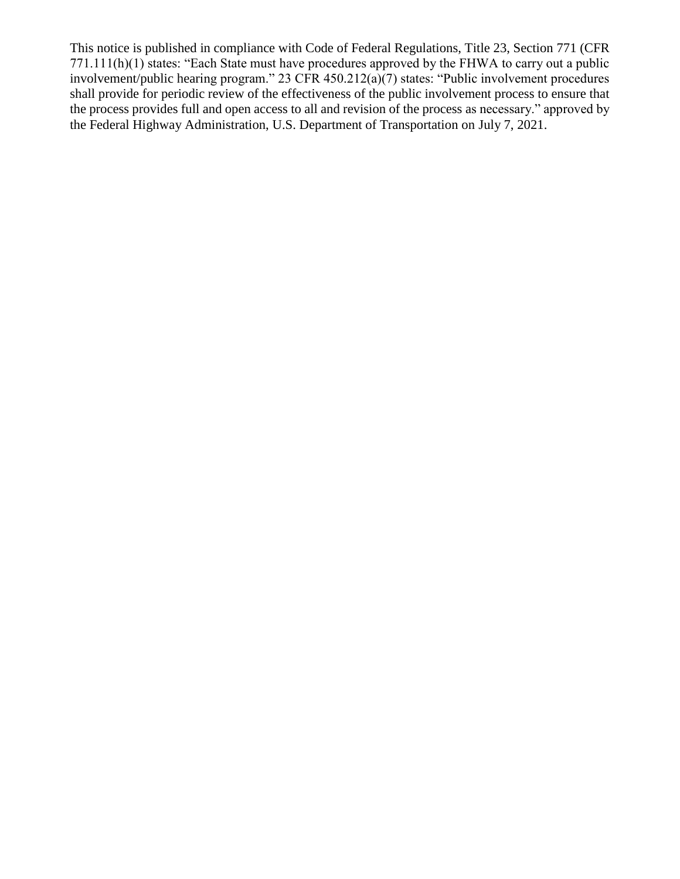This notice is published in compliance with Code of Federal Regulations, Title 23, Section 771 (CFR 771.111(h)(1) states: "Each State must have procedures approved by the FHWA to carry out a public involvement/public hearing program." 23 CFR 450.212(a)(7) states: "Public involvement procedures shall provide for periodic review of the effectiveness of the public involvement process to ensure that the process provides full and open access to all and revision of the process as necessary." approved by the Federal Highway Administration, U.S. Department of Transportation on July 7, 2021.